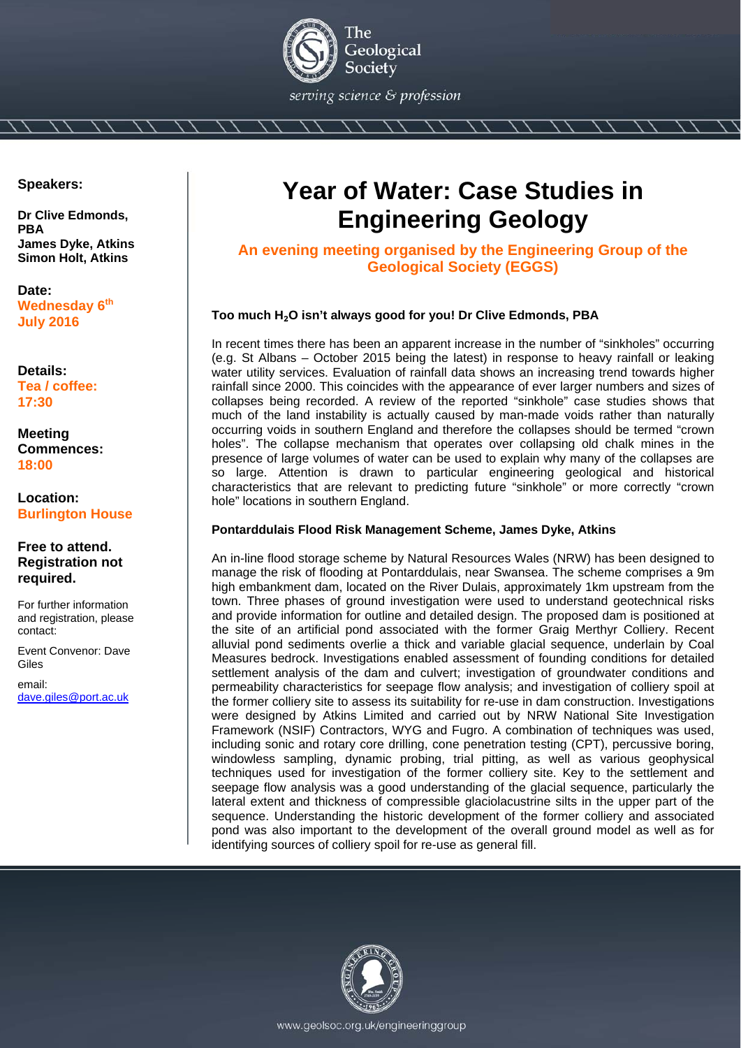The Geological Society

*serving science & profession*

# Year of Water: Case Studies in Engineering Geology

**An evening meeting organised by the Engineering Group of the Geological Society (EGGS)**

**Speakers:**

**Dr Clive Edmonds, PBA**
**James Dyke, Atkins**
**Simon Holt, Atkins**

**Date:**
**Wednesday 6th July 2016**

**Details:**
**Tea / coffee: 17:30**

**Meeting Commences: 18:00**

**Location:**
**Burlington House**

**Free to attend. Registration not required.**

For further information and registration, please contact:

Event Convenor: Dave Giles

email: dave.giles@port.ac.uk

### Too much $H_2O$ isn't always good for you! Dr Clive Edmonds, PBA

In recent times there has been an apparent increase in the number of "sinkholes" occurring (e.g. St Albans – October 2015 being the latest) in response to heavy rainfall or leaking water utility services. Evaluation of rainfall data shows an increasing trend towards higher rainfall since 2000. This coincides with the appearance of ever larger numbers and sizes of collapses being recorded. A review of the reported "sinkhole" case studies shows that much of the land instability is actually caused by man-made voids rather than naturally occurring voids in southern England and therefore the collapses should be termed "crown holes". The collapse mechanism that operates over collapsing old chalk mines in the presence of large volumes of water can be used to explain why many of the collapses are so large. Attention is drawn to particular engineering geological and historical characteristics that are relevant to predicting future "sinkhole" or more correctly "crown hole" locations in southern England.

### Pontarddulais Flood Risk Management Scheme, James Dyke, Atkins

An in-line flood storage scheme by Natural Resources Wales (NRW) has been designed to manage the risk of flooding at Pontarddulais, near Swansea. The scheme comprises a 9m high embankment dam, located on the River Dulais, approximately 1km upstream from the town. Three phases of ground investigation were used to understand geotechnical risks and provide information for outline and detailed design. The proposed dam is positioned at the site of an artificial pond associated with the former Graig Merthyr Colliery. Recent alluvial pond sediments overlie a thick and variable glacial sequence, underlain by Coal Measures bedrock. Investigations enabled assessment of founding conditions for detailed settlement analysis of the dam and culvert; investigation of groundwater conditions and permeability characteristics for seepage flow analysis; and investigation of colliery spoil at the former colliery site to assess its suitability for re-use in dam construction. Investigations were designed by Atkins Limited and carried out by NRW National Site Investigation Framework (NSIF) Contractors, WYG and Fugro. A combination of techniques was used, including sonic and rotary core drilling, cone penetration testing (CPT), percussive boring, windowless sampling, dynamic probing, trial pitting, as well as various geophysical techniques used for investigation of the former colliery site. Key to the settlement and seepage flow analysis was a good understanding of the glacial sequence, particularly the lateral extent and thickness of compressible glaciolacustrine silts in the upper part of the sequence. Understanding the historic development of the former colliery and associated pond was also important to the development of the overall ground model as well as for identifying sources of colliery spoil for re-use as general fill.

www.geolsoc.org.uk/engineeringgroup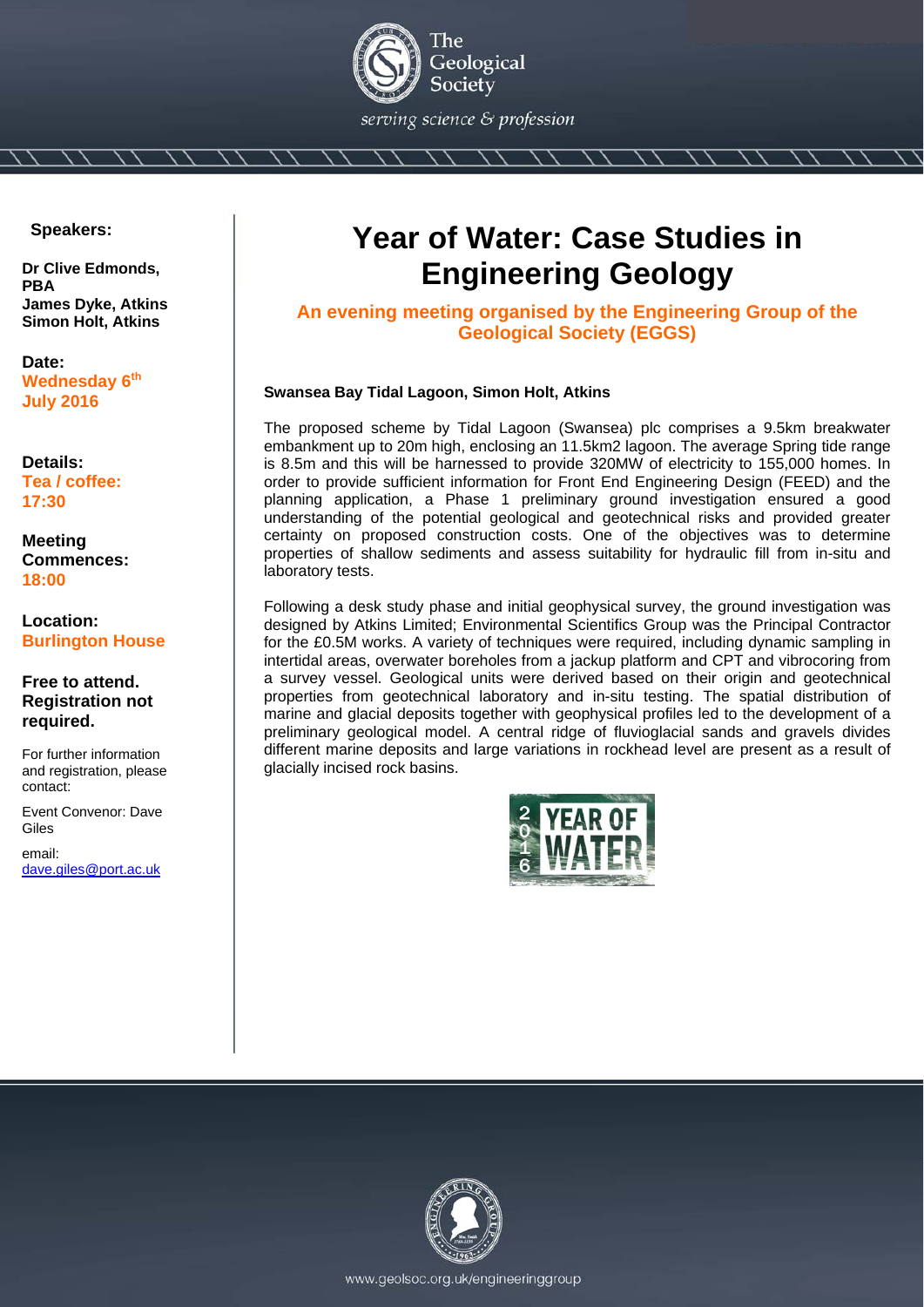The Geological Society

*serving science & profession*

# Year of Water: Case Studies in Engineering Geology

## An evening meeting organised by the Engineering Group of the Geological Society (EGGS)

**Speakers:**

**Dr Clive Edmonds, PBA**
**James Dyke, Atkins**
**Simon Holt, Atkins**

**Date:**
**Wednesday 6th July 2016**

**Details:**
**Tea / coffee: 17:30**

**Meeting Commences: 18:00**

**Location:**
**Burlington House**

**Free to attend. Registration not required.**

For further information and registration, please contact:

Event Convenor: Dave Giles

email:
dave.giles@port.ac.uk

**Swansea Bay Tidal Lagoon, Simon Holt, Atkins**

The proposed scheme by Tidal Lagoon (Swansea) plc comprises a 9.5km breakwater embankment up to 20m high, enclosing an 11.5km2 lagoon. The average Spring tide range is 8.5m and this will be harnessed to provide 320MW of electricity to 155,000 homes. In order to provide sufficient information for Front End Engineering Design (FEED) and the planning application, a Phase 1 preliminary ground investigation ensured a good understanding of the potential geological and geotechnical risks and provided greater certainty on proposed construction costs. One of the objectives was to determine properties of shallow sediments and assess suitability for hydraulic fill from in-situ and laboratory tests.

Following a desk study phase and initial geophysical survey, the ground investigation was designed by Atkins Limited; Environmental Scientifics Group was the Principal Contractor for the £0.5M works. A variety of techniques were required, including dynamic sampling in intertidal areas, overwater boreholes from a jackup platform and CPT and vibrocoring from a survey vessel. Geological units were derived based on their origin and geotechnical properties from geotechnical laboratory and in-situ testing. The spatial distribution of marine and glacial deposits together with geophysical profiles led to the development of a preliminary geological model. A central ridge of fluvioglacial sands and gravels divides different marine deposits and large variations in rockhead level are present as a result of glacially incised rock basins.

2016 YEAR OF WATER

www.geolsoc.org.uk/engineeringgroup